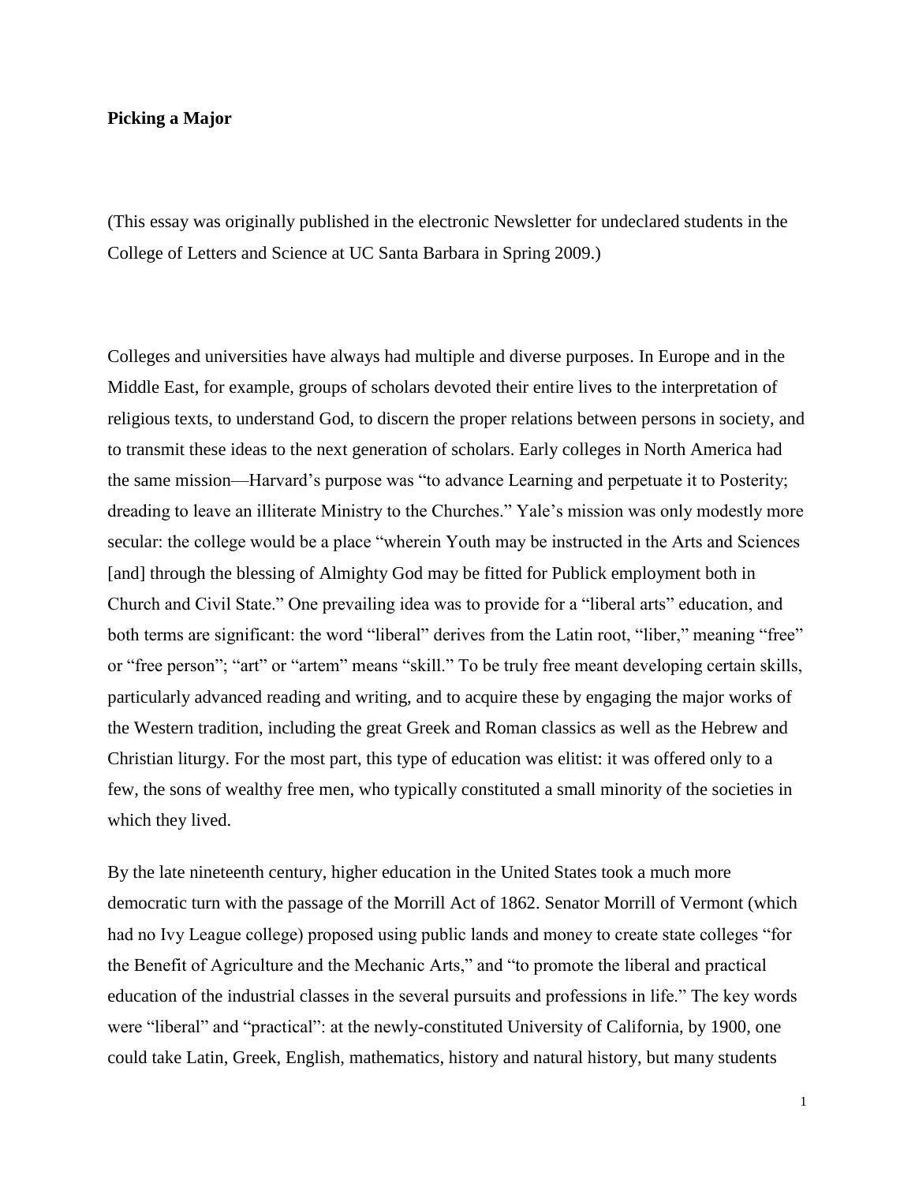**Picking a Major**

(This essay was originally published in the electronic Newsletter for undeclared students in the College of Letters and Science at UC Santa Barbara in Spring 2009.)

Colleges and universities have always had multiple and diverse purposes. In Europe and in the Middle East, for example, groups of scholars devoted their entire lives to the interpretation of religious texts, to understand God, to discern the proper relations between persons in society, and to transmit these ideas to the next generation of scholars. Early colleges in North America had the same mission—Harvard's purpose was "to advance Learning and perpetuate it to Posterity; dreading to leave an illiterate Ministry to the Churches." Yale's mission was only modestly more secular: the college would be a place "wherein Youth may be instructed in the Arts and Sciences [and] through the blessing of Almighty God may be fitted for Publick employment both in Church and Civil State." One prevailing idea was to provide for a "liberal arts" education, and both terms are significant: the word "liberal" derives from the Latin root, "liber," meaning "free" or "free person"; "art" or "artem" means "skill." To be truly free meant developing certain skills, particularly advanced reading and writing, and to acquire these by engaging the major works of the Western tradition, including the great Greek and Roman classics as well as the Hebrew and Christian liturgy. For the most part, this type of education was elitist: it was offered only to a few, the sons of wealthy free men, who typically constituted a small minority of the societies in which they lived.

By the late nineteenth century, higher education in the United States took a much more democratic turn with the passage of the Morrill Act of 1862. Senator Morrill of Vermont (which had no Ivy League college) proposed using public lands and money to create state colleges "for the Benefit of Agriculture and the Mechanic Arts," and "to promote the liberal and practical education of the industrial classes in the several pursuits and professions in life." The key words were "liberal" and "practical": at the newly-constituted University of California, by 1900, one could take Latin, Greek, English, mathematics, history and natural history, but many students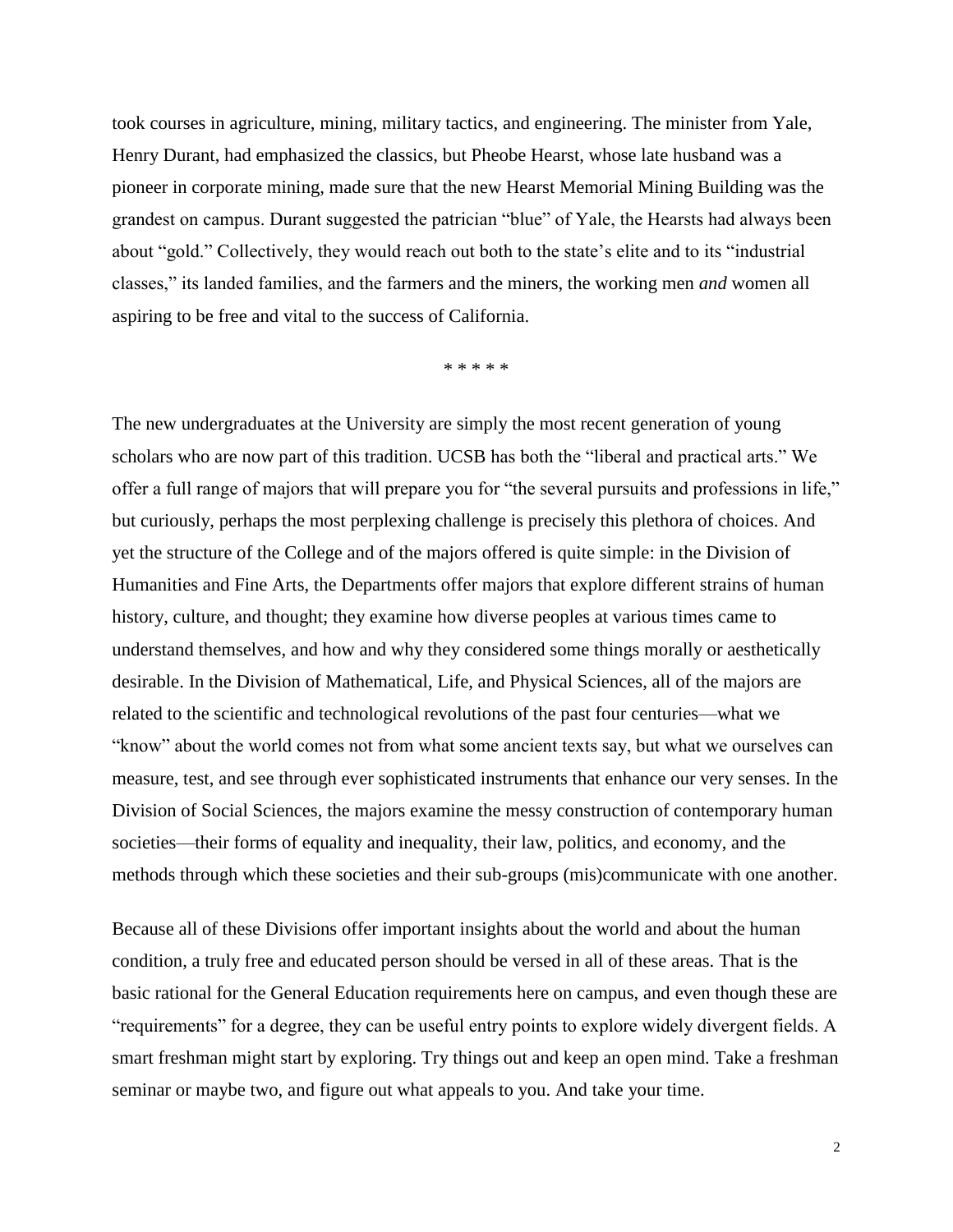took courses in agriculture, mining, military tactics, and engineering. The minister from Yale, Henry Durant, had emphasized the classics, but Pheobe Hearst, whose late husband was a pioneer in corporate mining, made sure that the new Hearst Memorial Mining Building was the grandest on campus. Durant suggested the patrician "blue" of Yale, the Hearsts had always been about "gold." Collectively, they would reach out both to the state's elite and to its "industrial classes," its landed families, and the farmers and the miners, the working men *and* women all aspiring to be free and vital to the success of California.

\* \* \* \* \*

The new undergraduates at the University are simply the most recent generation of young scholars who are now part of this tradition. UCSB has both the "liberal and practical arts." We offer a full range of majors that will prepare you for "the several pursuits and professions in life," but curiously, perhaps the most perplexing challenge is precisely this plethora of choices. And yet the structure of the College and of the majors offered is quite simple: in the Division of Humanities and Fine Arts, the Departments offer majors that explore different strains of human history, culture, and thought; they examine how diverse peoples at various times came to understand themselves, and how and why they considered some things morally or aesthetically desirable. In the Division of Mathematical, Life, and Physical Sciences, all of the majors are related to the scientific and technological revolutions of the past four centuries—what we "know" about the world comes not from what some ancient texts say, but what we ourselves can measure, test, and see through ever sophisticated instruments that enhance our very senses. In the Division of Social Sciences, the majors examine the messy construction of contemporary human societies—their forms of equality and inequality, their law, politics, and economy, and the methods through which these societies and their sub-groups (mis)communicate with one another.

Because all of these Divisions offer important insights about the world and about the human condition, a truly free and educated person should be versed in all of these areas. That is the basic rational for the General Education requirements here on campus, and even though these are "requirements" for a degree, they can be useful entry points to explore widely divergent fields. A smart freshman might start by exploring. Try things out and keep an open mind. Take a freshman seminar or maybe two, and figure out what appeals to you. And take your time.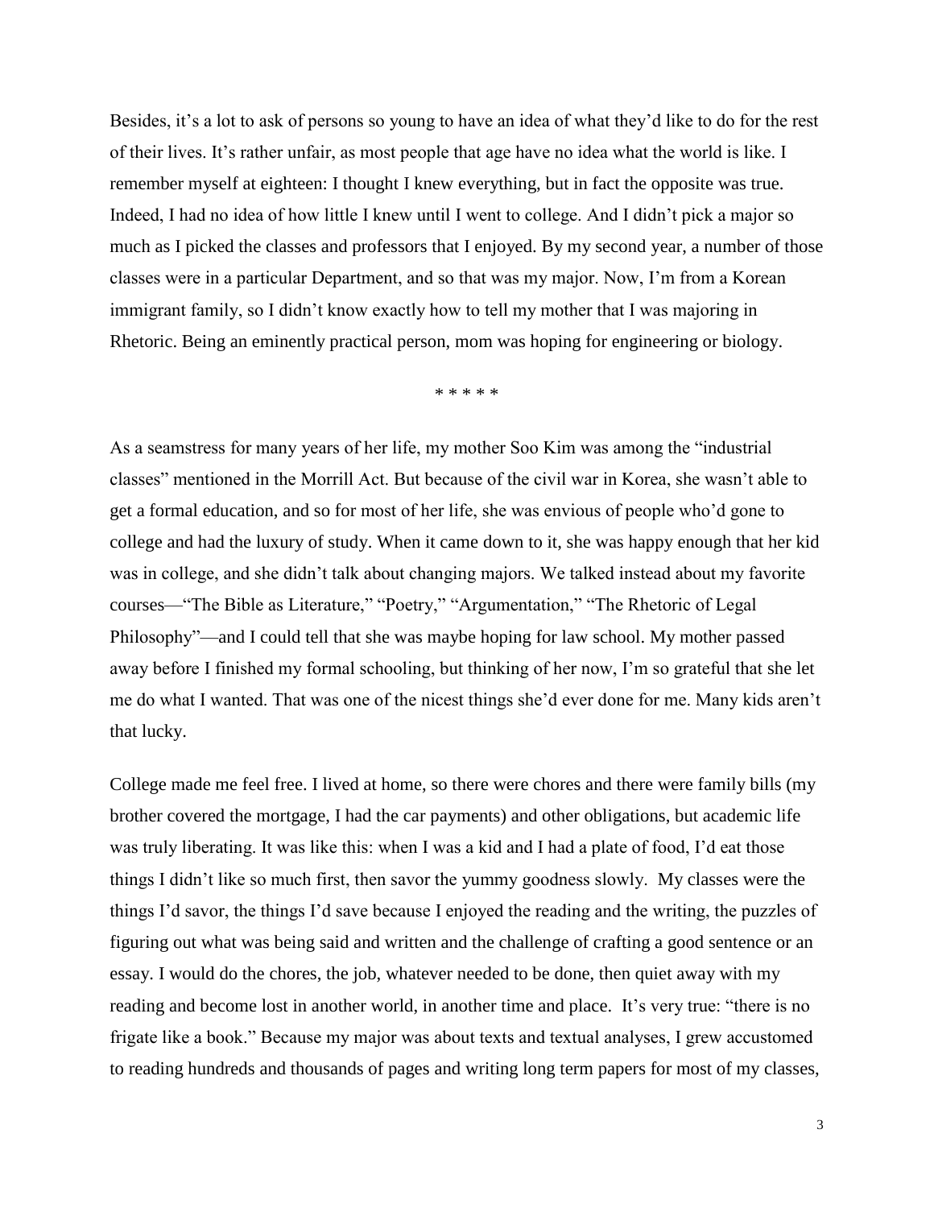Besides, it's a lot to ask of persons so young to have an idea of what they'd like to do for the rest of their lives. It's rather unfair, as most people that age have no idea what the world is like. I remember myself at eighteen: I thought I knew everything, but in fact the opposite was true. Indeed, I had no idea of how little I knew until I went to college. And I didn't pick a major so much as I picked the classes and professors that I enjoyed. By my second year, a number of those classes were in a particular Department, and so that was my major. Now, I'm from a Korean immigrant family, so I didn't know exactly how to tell my mother that I was majoring in Rhetoric. Being an eminently practical person, mom was hoping for engineering or biology.

\* \* \* \* \*

As a seamstress for many years of her life, my mother Soo Kim was among the "industrial classes" mentioned in the Morrill Act. But because of the civil war in Korea, she wasn't able to get a formal education, and so for most of her life, she was envious of people who'd gone to college and had the luxury of study. When it came down to it, she was happy enough that her kid was in college, and she didn't talk about changing majors. We talked instead about my favorite courses—"The Bible as Literature," "Poetry," "Argumentation," "The Rhetoric of Legal Philosophy"—and I could tell that she was maybe hoping for law school. My mother passed away before I finished my formal schooling, but thinking of her now, I'm so grateful that she let me do what I wanted. That was one of the nicest things she'd ever done for me. Many kids aren't that lucky.

College made me feel free. I lived at home, so there were chores and there were family bills (my brother covered the mortgage, I had the car payments) and other obligations, but academic life was truly liberating. It was like this: when I was a kid and I had a plate of food, I'd eat those things I didn't like so much first, then savor the yummy goodness slowly. My classes were the things I'd savor, the things I'd save because I enjoyed the reading and the writing, the puzzles of figuring out what was being said and written and the challenge of crafting a good sentence or an essay. I would do the chores, the job, whatever needed to be done, then quiet away with my reading and become lost in another world, in another time and place. It's very true: "there is no frigate like a book." Because my major was about texts and textual analyses, I grew accustomed to reading hundreds and thousands of pages and writing long term papers for most of my classes,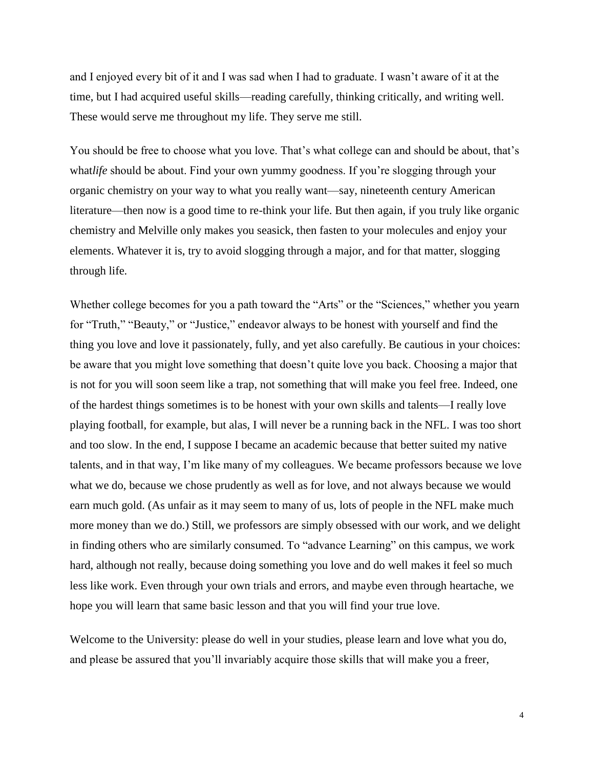and I enjoyed every bit of it and I was sad when I had to graduate. I wasn't aware of it at the time, but I had acquired useful skills—reading carefully, thinking critically, and writing well. These would serve me throughout my life. They serve me still.

You should be free to choose what you love. That's what college can and should be about, that's what*life* should be about. Find your own yummy goodness. If you're slogging through your organic chemistry on your way to what you really want—say, nineteenth century American literature—then now is a good time to re-think your life. But then again, if you truly like organic chemistry and Melville only makes you seasick, then fasten to your molecules and enjoy your elements. Whatever it is, try to avoid slogging through a major, and for that matter, slogging through life.

Whether college becomes for you a path toward the "Arts" or the "Sciences," whether you yearn for "Truth," "Beauty," or "Justice," endeavor always to be honest with yourself and find the thing you love and love it passionately, fully, and yet also carefully. Be cautious in your choices: be aware that you might love something that doesn't quite love you back. Choosing a major that is not for you will soon seem like a trap, not something that will make you feel free. Indeed, one of the hardest things sometimes is to be honest with your own skills and talents—I really love playing football, for example, but alas, I will never be a running back in the NFL. I was too short and too slow. In the end, I suppose I became an academic because that better suited my native talents, and in that way, I'm like many of my colleagues. We became professors because we love what we do, because we chose prudently as well as for love, and not always because we would earn much gold. (As unfair as it may seem to many of us, lots of people in the NFL make much more money than we do.) Still, we professors are simply obsessed with our work, and we delight in finding others who are similarly consumed. To "advance Learning" on this campus, we work hard, although not really, because doing something you love and do well makes it feel so much less like work. Even through your own trials and errors, and maybe even through heartache, we hope you will learn that same basic lesson and that you will find your true love.

Welcome to the University: please do well in your studies, please learn and love what you do, and please be assured that you'll invariably acquire those skills that will make you a freer,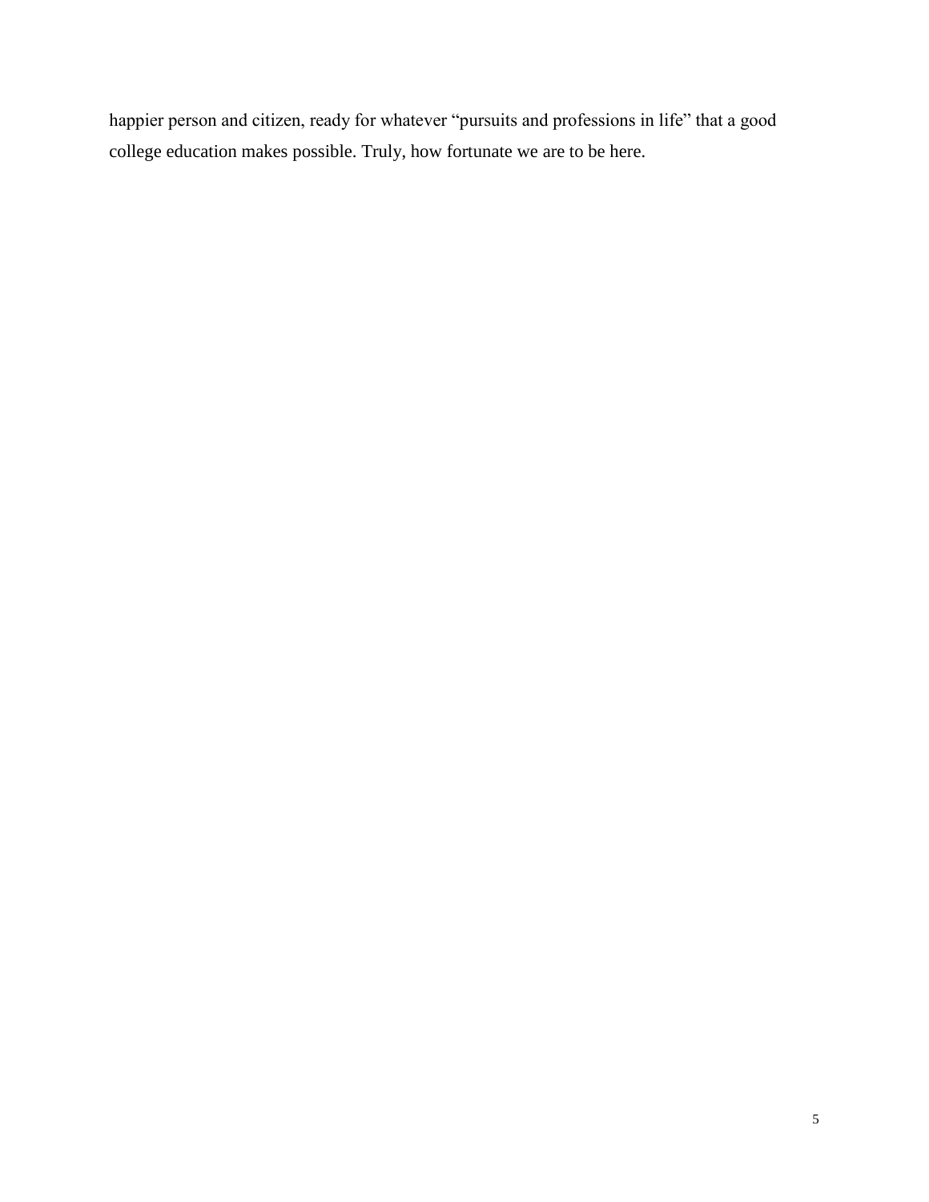happier person and citizen, ready for whatever "pursuits and professions in life" that a good college education makes possible. Truly, how fortunate we are to be here.